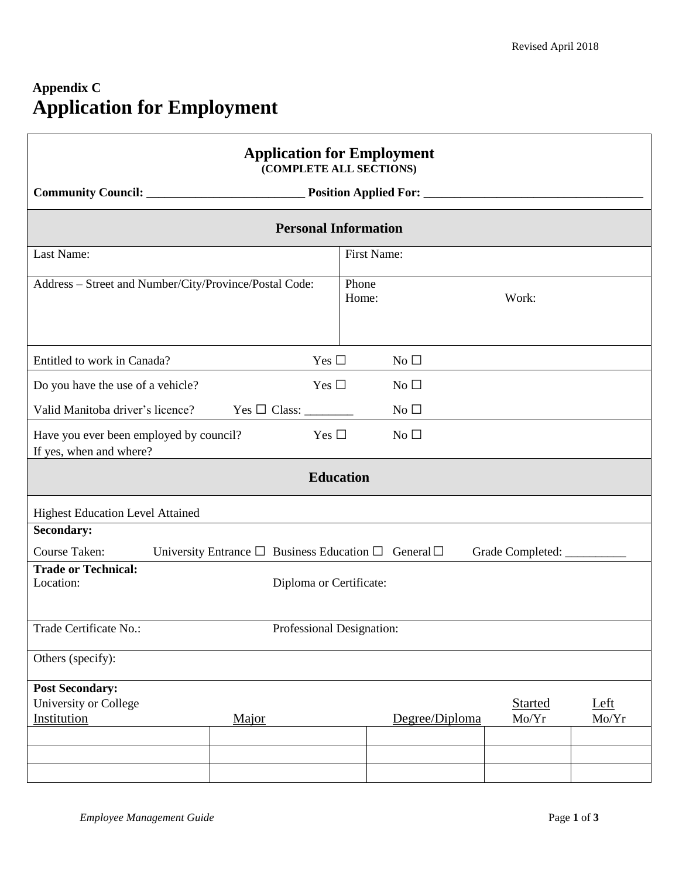## Appendix C

# Application for Employment

## Application for Employment

**(COMPLETE ALL SECTIONS)**

**Community Council: _________________________ Position Applied For: ___________________________________**

### Personal Information

| Last Name: | First Name: |
|---|---|
| Address – Street and Number/City/Province/Postal Code: | Phone<br>Home: Work: |

Entitled to work in Canada? Yes ☐ No ☐

Do you have the use of a vehicle? Yes ☐ No ☐

Valid Manitoba driver's licence? Yes ☐ Class: ________ No ☐

Have you ever been employed by council? Yes ☐ No ☐
If yes, when and where?

### Education

Highest Education Level Attained

**Secondary:**

Course Taken: University Entrance ☐ Business Education ☐ General ☐ Grade Completed: __________

**Trade or Technical:**

Location: Diploma or Certificate:

Trade Certificate No.: Professional Designation:

Others (specify):

**Post Secondary:**

University or College

| Institution | Major | Degree/Diploma | Started Mo/Yr | Left Mo/Yr |
|---|---|---|---|---|
| | | | | |
| | | | | |
| | | | | |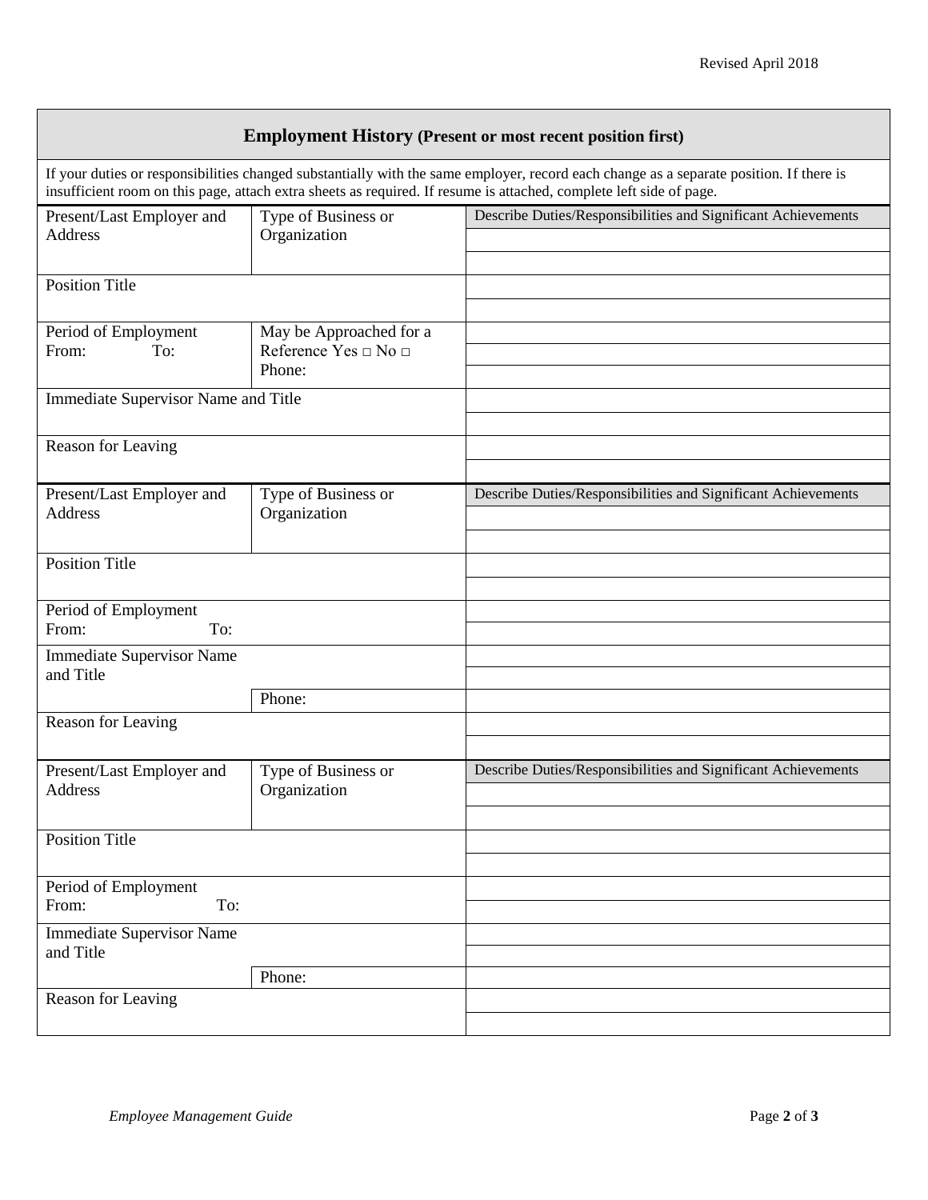## Employment History (Present or most recent position first)

If your duties or responsibilities changed substantially with the same employer, record each change as a separate position. If there is insufficient room on this page, attach extra sheets as required. If resume is attached, complete left side of page.

| Present/Last Employer and Address | Type of Business or Organization | Describe Duties/Responsibilities and Significant Achievements |
|---|---|---|
| Position Title | | |
| Period of Employment<br>From: To: | May be Approached for a Reference Yes □ No □<br>Phone: | |
| Immediate Supervisor Name and Title | | |
| Reason for Leaving | | |

| Present/Last Employer and Address | Type of Business or Organization | Describe Duties/Responsibilities and Significant Achievements |
|---|---|---|
| Position Title | | |
| Period of Employment<br>From: To: | | |
| Immediate Supervisor Name and Title | | |
| | Phone: | |
| Reason for Leaving | | |

| Present/Last Employer and Address | Type of Business or Organization | Describe Duties/Responsibilities and Significant Achievements |
|---|---|---|
| Position Title | | |
| Period of Employment<br>From: To: | | |
| Immediate Supervisor Name and Title | | |
| | Phone: | |
| Reason for Leaving | | |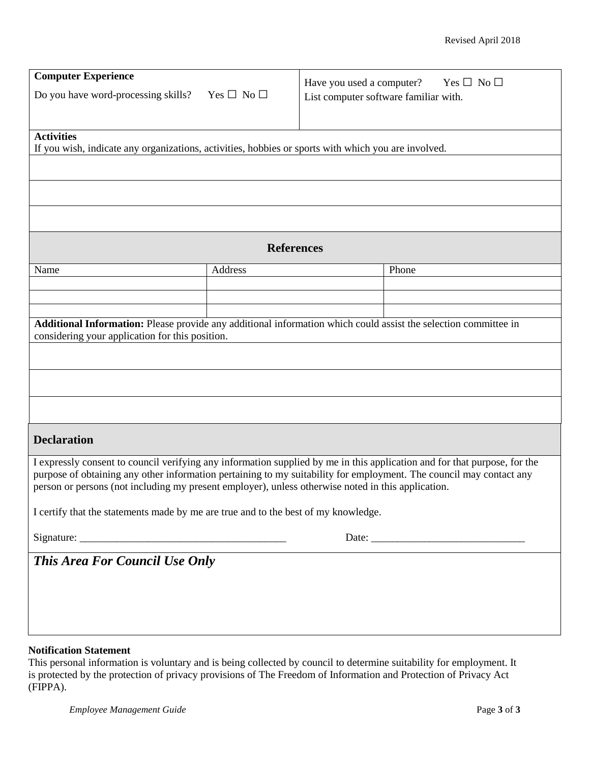**Computer Experience**

Do you have word-processing skills? Yes ☐ No ☐

Have you used a computer? Yes ☐ No ☐

List computer software familiar with.

**Activities**

If you wish, indicate any organizations, activities, hobbies or sports with which you are involved.

## References

| Name | Address | Phone |
|---|---|---|
| | | |
| | | |
| | | |

**Additional Information:** Please provide any additional information which could assist the selection committee in considering your application for this position.

## Declaration

I expressly consent to council verifying any information supplied by me in this application and for that purpose, for the purpose of obtaining any other information pertaining to my suitability for employment. The council may contact any person or persons (not including my present employer), unless otherwise noted in this application.

I certify that the statements made by me are true and to the best of my knowledge.

Signature: _______________________________________ Date: _____________________________

### *This Area For Council Use Only*

**Notification Statement**

This personal information is voluntary and is being collected by council to determine suitability for employment. It is protected by the protection of privacy provisions of The Freedom of Information and Protection of Privacy Act (FIPPA).